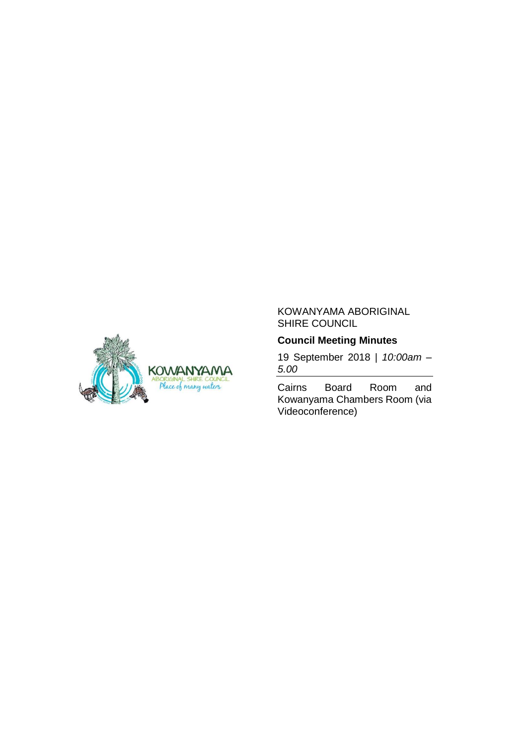KOWANYAMA ABORIGINAL SHIRE COUNCIL

**Council Meeting Minutes**

19 September 2018 | *10:00am – 5.00*

Cairns Board Room and Kowanyama Chambers Room (via Videoconference)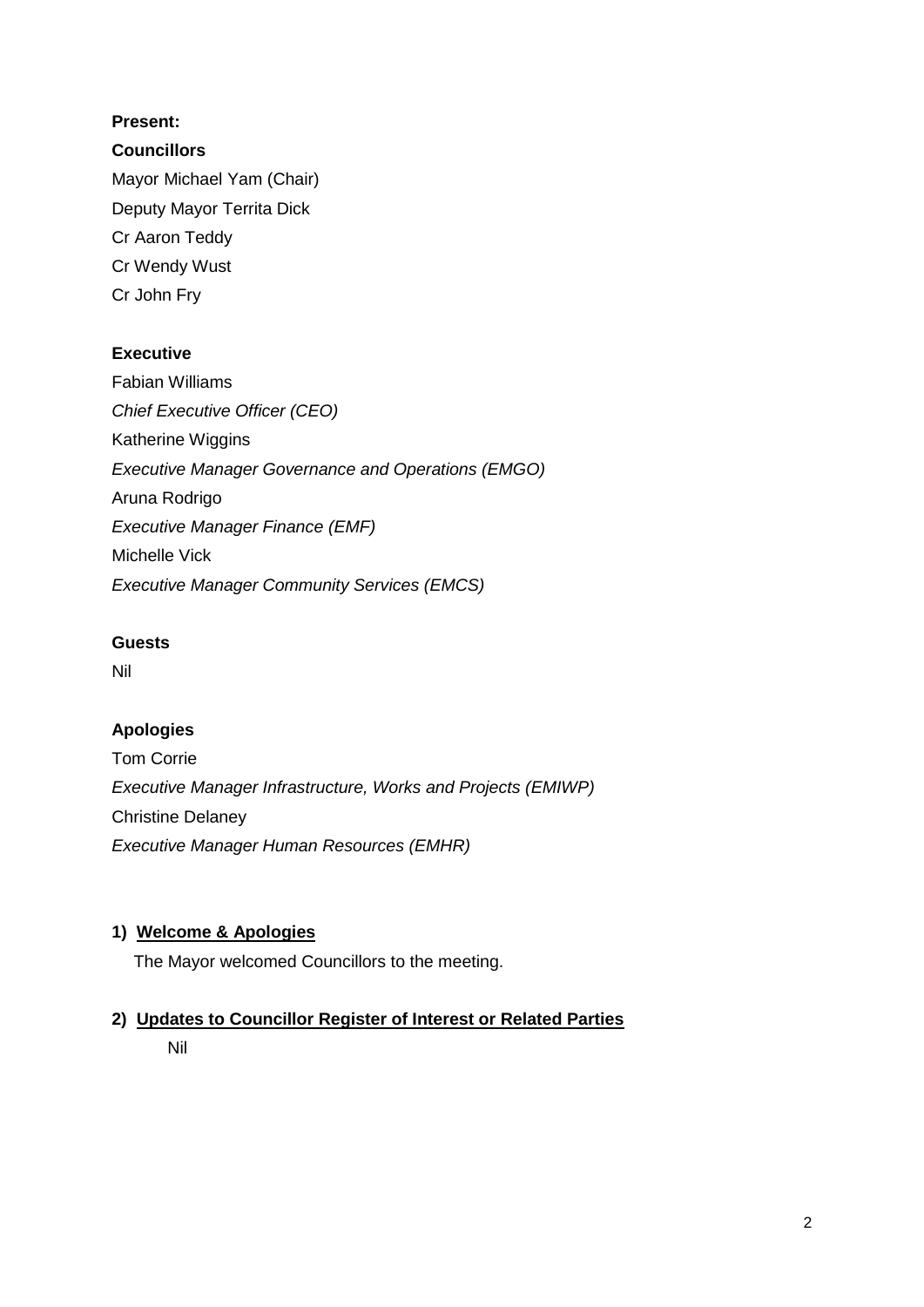**Present:**

**Councillors**

Mayor Michael Yam (Chair)

Deputy Mayor Territa Dick

Cr Aaron Teddy

Cr Wendy Wust

Cr John Fry

**Executive**

Fabian Williams

*Chief Executive Officer (CEO)*

Katherine Wiggins

*Executive Manager Governance and Operations (EMGO)*

Aruna Rodrigo

*Executive Manager Finance (EMF)*

Michelle Vick

*Executive Manager Community Services (EMCS)*

**Guests**

Nil

**Apologies**

Tom Corrie

*Executive Manager Infrastructure, Works and Projects (EMIWP)*

Christine Delaney

*Executive Manager Human Resources (EMHR)*

**1) <u>Welcome & Apologies</u>**

The Mayor welcomed Councillors to the meeting.

**2) <u>Updates to Councillor Register of Interest or Related Parties</u>**

Nil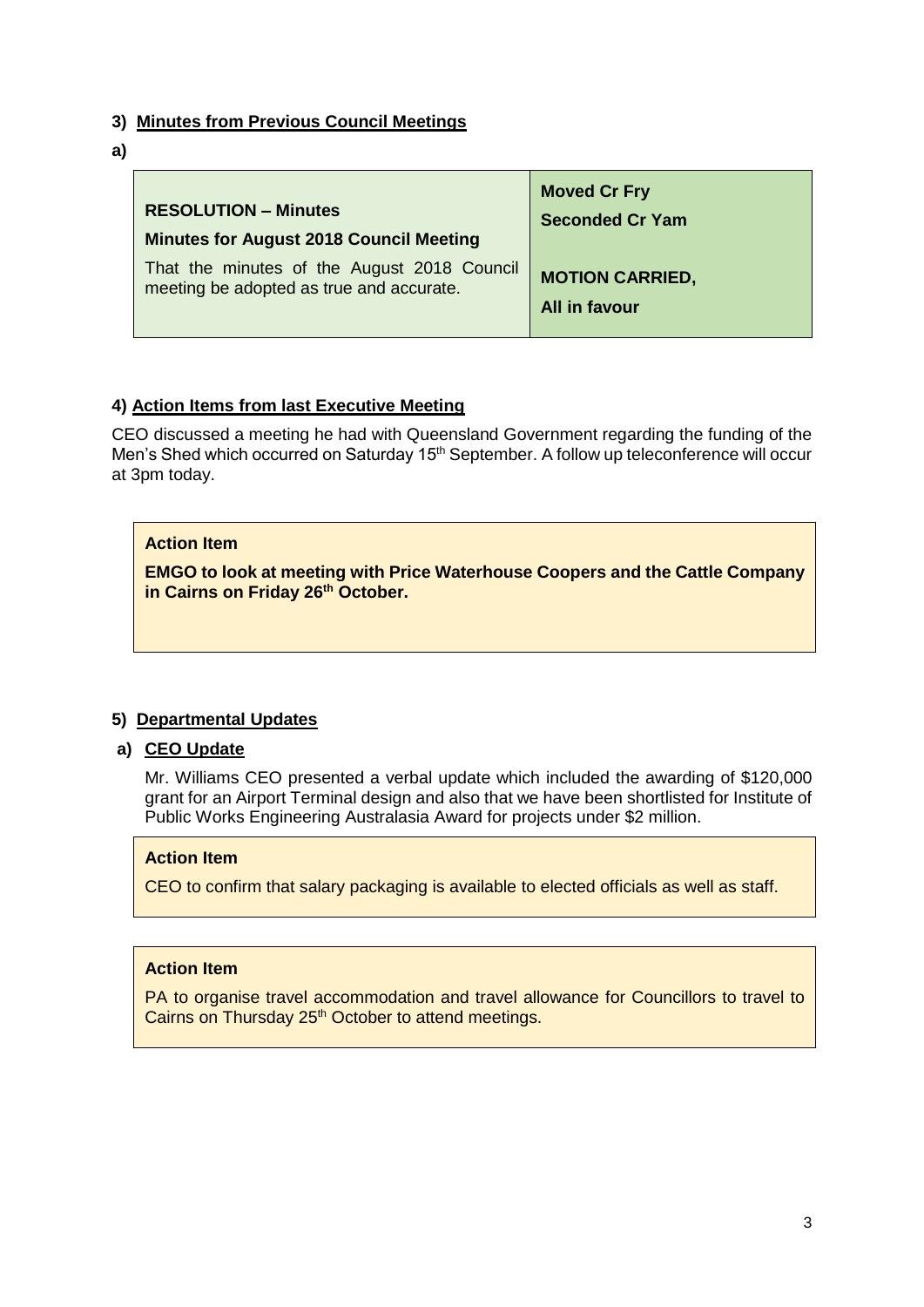### 3) Minutes from Previous Council Meetings

**a)**

| **RESOLUTION – Minutes**<br>**Minutes for August 2018 Council Meeting**<br>That the minutes of the August 2018 Council meeting be adopted as true and accurate. | **Moved Cr Fry**<br>**Seconded Cr Yam**<br><br>**MOTION CARRIED,**<br>**All in favour** |
|---|---|

### 4) Action Items from last Executive Meeting

CEO discussed a meeting he had with Queensland Government regarding the funding of the Men's Shed which occurred on Saturday 15th September. A follow up teleconference will occur at 3pm today.

> **Action Item**
>
> **EMGO to look at meeting with Price Waterhouse Coopers and the Cattle Company in Cairns on Friday 26th October.**

### 5) Departmental Updates

#### a) CEO Update

Mr. Williams CEO presented a verbal update which included the awarding of $120,000 grant for an Airport Terminal design and also that we have been shortlisted for Institute of Public Works Engineering Australasia Award for projects under $2 million.

> **Action Item**
>
> CEO to confirm that salary packaging is available to elected officials as well as staff.

> **Action Item**
>
> PA to organise travel accommodation and travel allowance for Councillors to travel to Cairns on Thursday 25th October to attend meetings.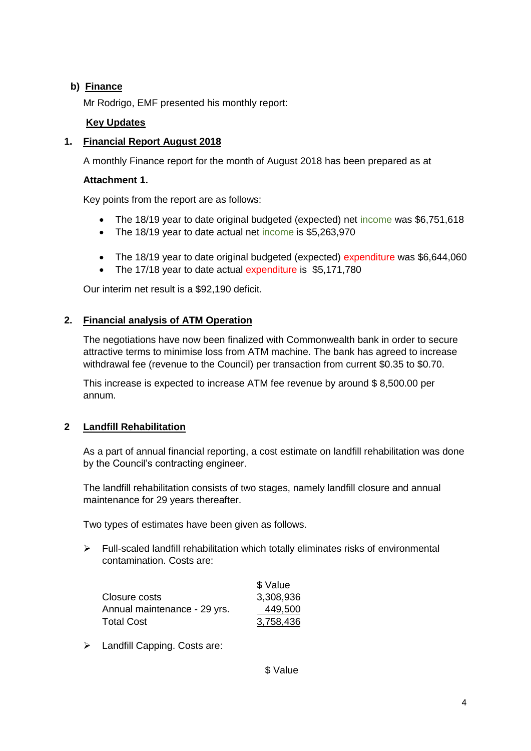## b) Finance

Mr Rodrigo, EMF presented his monthly report:

### Key Updates

### 1. Financial Report August 2018

A monthly Finance report for the month of August 2018 has been prepared as at

**Attachment 1.**

Key points from the report are as follows:

- The 18/19 year to date original budgeted (expected) net income was $6,751,618
- The 18/19 year to date actual net income is $5,263,970

- The 18/19 year to date original budgeted (expected) expenditure was $6,644,060
- The 17/18 year to date actual expenditure is $5,171,780

Our interim net result is a $92,190 deficit.

### 2. Financial analysis of ATM Operation

The negotiations have now been finalized with Commonwealth bank in order to secure attractive terms to minimise loss from ATM machine. The bank has agreed to increase withdrawal fee (revenue to the Council) per transaction from current $0.35 to $0.70.

This increase is expected to increase ATM fee revenue by around $ 8,500.00 per annum.

### 2 Landfill Rehabilitation

As a part of annual financial reporting, a cost estimate on landfill rehabilitation was done by the Council's contracting engineer.

The landfill rehabilitation consists of two stages, namely landfill closure and annual maintenance for 29 years thereafter.

Two types of estimates have been given as follows.

- Full-scaled landfill rehabilitation which totally eliminates risks of environmental contamination. Costs are:

| | $ Value |
|---|---|
| Closure costs | 3,308,936 |
| Annual maintenance - 29 yrs. | 449,500 |
| Total Cost | 3,758,436 |

- Landfill Capping. Costs are:

$ Value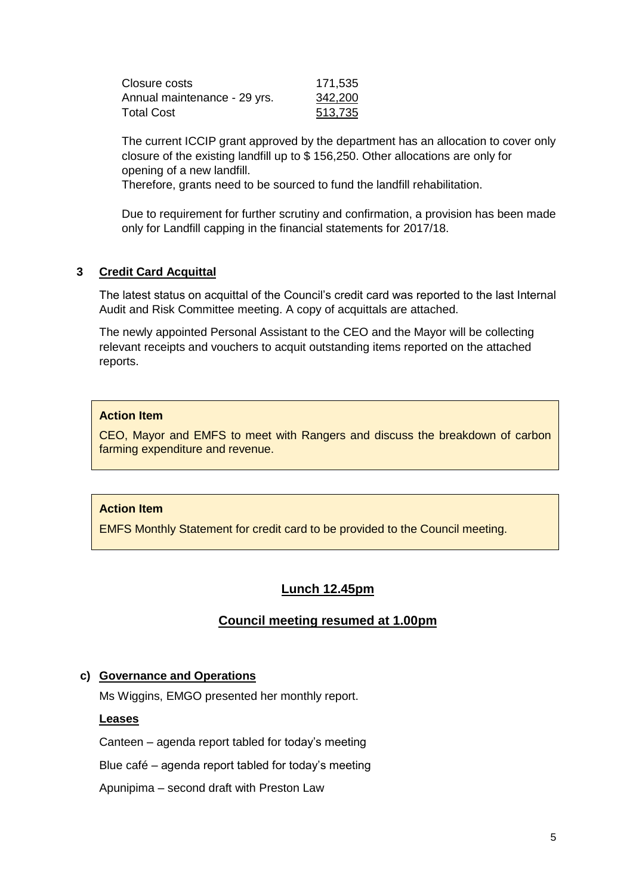| | |
|---|---|
| Closure costs | 171,535 |
| Annual maintenance - 29 yrs. | 342,200 |
| Total Cost | 513,735 |

The current ICCIP grant approved by the department has an allocation to cover only closure of the existing landfill up to $ 156,250. Other allocations are only for opening of a new landfill.
Therefore, grants need to be sourced to fund the landfill rehabilitation.

Due to requirement for further scrutiny and confirmation, a provision has been made only for Landfill capping in the financial statements for 2017/18.

**3 Credit Card Acquittal**

The latest status on acquittal of the Council's credit card was reported to the last Internal Audit and Risk Committee meeting. A copy of acquittals are attached.

The newly appointed Personal Assistant to the CEO and the Mayor will be collecting relevant receipts and vouchers to acquit outstanding items reported on the attached reports.

> **Action Item**
>
> CEO, Mayor and EMFS to meet with Rangers and discuss the breakdown of carbon farming expenditure and revenue.

> **Action Item**
>
> EMFS Monthly Statement for credit card to be provided to the Council meeting.

**Lunch 12.45pm**

**Council meeting resumed at 1.00pm**

**c) Governance and Operations**

Ms Wiggins, EMGO presented her monthly report.

**Leases**

Canteen – agenda report tabled for today's meeting

Blue café – agenda report tabled for today's meeting

Apunipima – second draft with Preston Law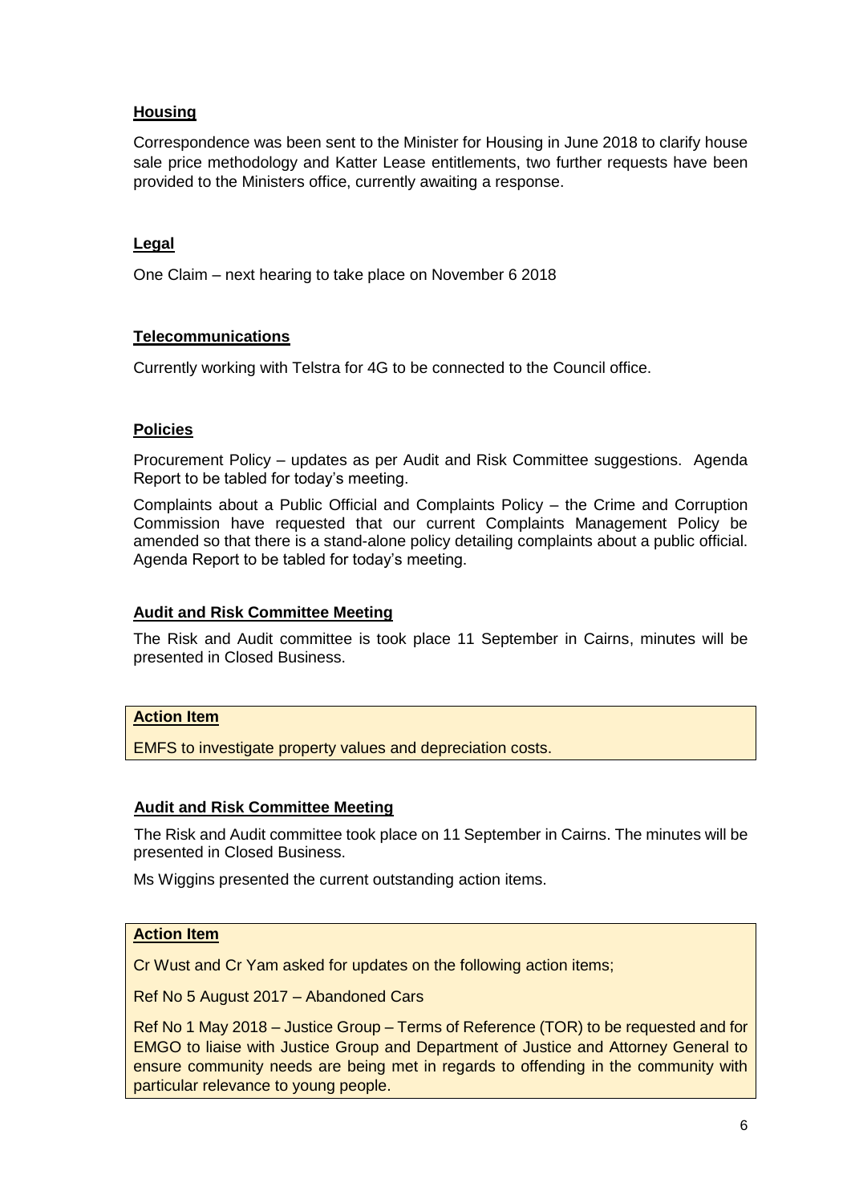**Housing**

Correspondence was been sent to the Minister for Housing in June 2018 to clarify house sale price methodology and Katter Lease entitlements, two further requests have been provided to the Ministers office, currently awaiting a response.

**Legal**

One Claim – next hearing to take place on November 6 2018

**Telecommunications**

Currently working with Telstra for 4G to be connected to the Council office.

**Policies**

Procurement Policy – updates as per Audit and Risk Committee suggestions. Agenda Report to be tabled for today's meeting.

Complaints about a Public Official and Complaints Policy – the Crime and Corruption Commission have requested that our current Complaints Management Policy be amended so that there is a stand-alone policy detailing complaints about a public official. Agenda Report to be tabled for today's meeting.

**Audit and Risk Committee Meeting**

The Risk and Audit committee is took place 11 September in Cairns, minutes will be presented in Closed Business.

| **Action Item** |
|---|
| EMFS to investigate property values and depreciation costs. |

**Audit and Risk Committee Meeting**

The Risk and Audit committee took place on 11 September in Cairns. The minutes will be presented in Closed Business.

Ms Wiggins presented the current outstanding action items.

| **Action Item** |
|---|
| Cr Wust and Cr Yam asked for updates on the following action items;<br><br>Ref No 5 August 2017 – Abandoned Cars<br><br>Ref No 1 May 2018 – Justice Group – Terms of Reference (TOR) to be requested and for EMGO to liaise with Justice Group and Department of Justice and Attorney General to ensure community needs are being met in regards to offending in the community with particular relevance to young people. |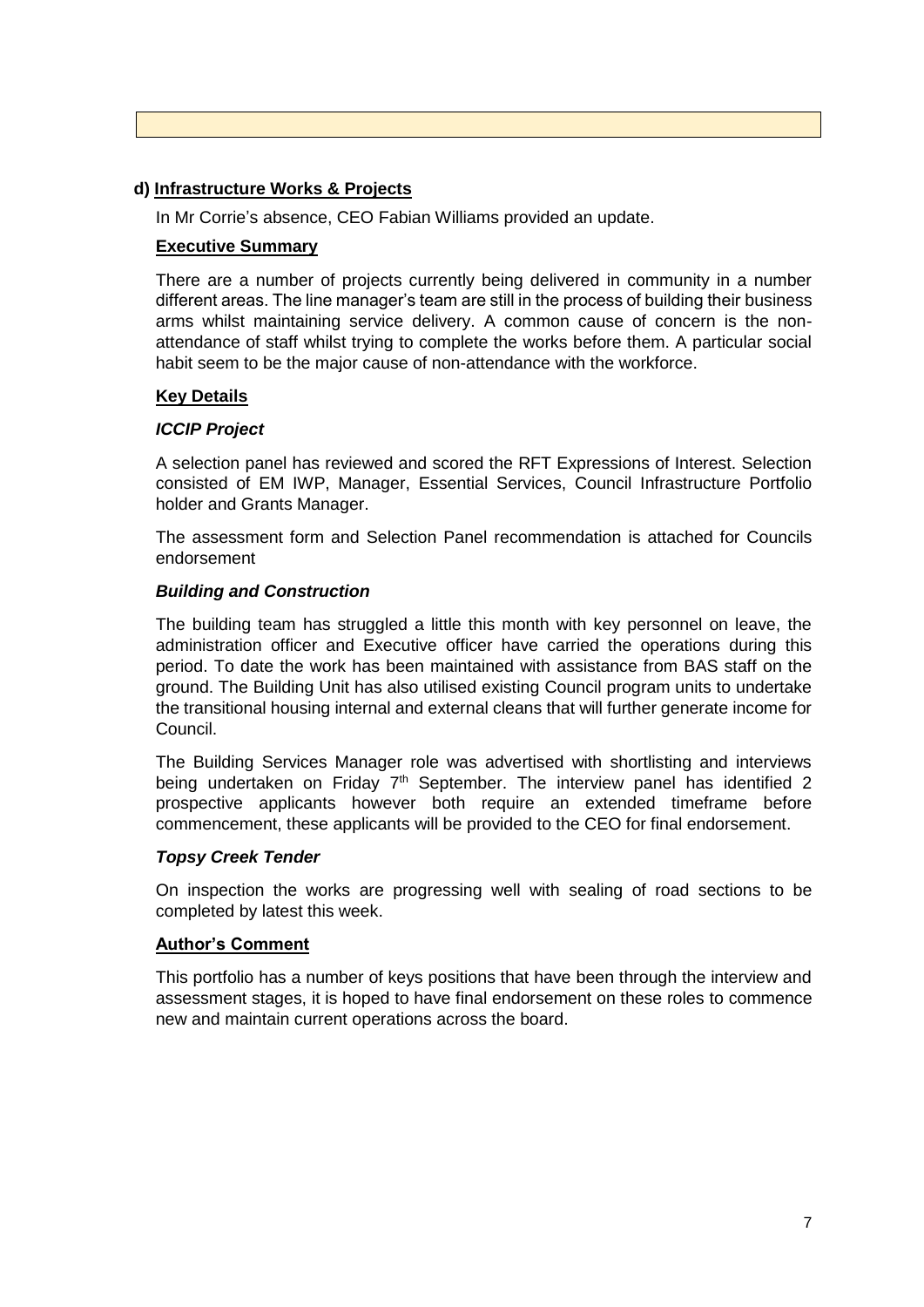### d) Infrastructure Works & Projects

In Mr Corrie's absence, CEO Fabian Williams provided an update.

**Executive Summary**

There are a number of projects currently being delivered in community in a number different areas. The line manager's team are still in the process of building their business arms whilst maintaining service delivery. A common cause of concern is the non-attendance of staff whilst trying to complete the works before them. A particular social habit seem to be the major cause of non-attendance with the workforce.

**Key Details**

***ICCIP Project***

A selection panel has reviewed and scored the RFT Expressions of Interest. Selection consisted of EM IWP, Manager, Essential Services, Council Infrastructure Portfolio holder and Grants Manager.

The assessment form and Selection Panel recommendation is attached for Councils endorsement

***Building and Construction***

The building team has struggled a little this month with key personnel on leave, the administration officer and Executive officer have carried the operations during this period. To date the work has been maintained with assistance from BAS staff on the ground. The Building Unit has also utilised existing Council program units to undertake the transitional housing internal and external cleans that will further generate income for Council.

The Building Services Manager role was advertised with shortlisting and interviews being undertaken on Friday 7th September. The interview panel has identified 2 prospective applicants however both require an extended timeframe before commencement, these applicants will be provided to the CEO for final endorsement.

***Topsy Creek Tender***

On inspection the works are progressing well with sealing of road sections to be completed by latest this week.

**Author's Comment**

This portfolio has a number of keys positions that have been through the interview and assessment stages, it is hoped to have final endorsement on these roles to commence new and maintain current operations across the board.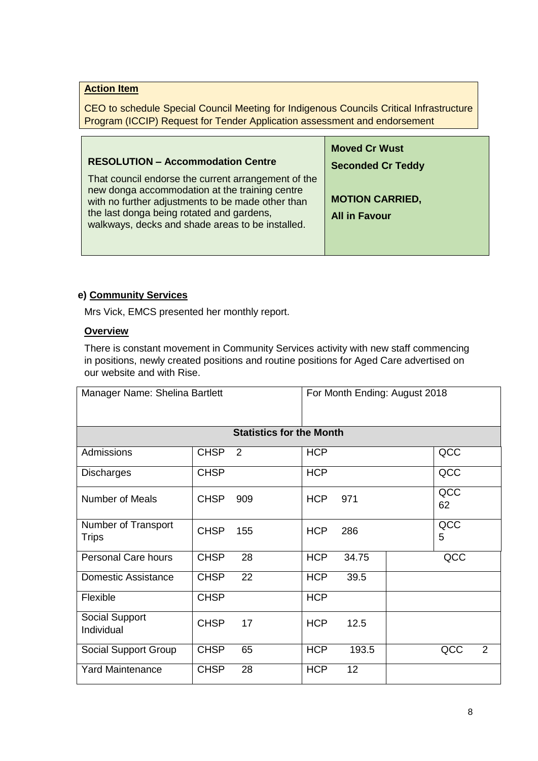**Action Item**

CEO to schedule Special Council Meeting for Indigenous Councils Critical Infrastructure Program (ICCIP) Request for Tender Application assessment and endorsement

| **RESOLUTION – Accommodation Centre**<br><br>That council endorse the current arrangement of the new donga accommodation at the training centre with no further adjustments to be made other than the last donga being rotated and gardens, walkways, decks and shade areas to be installed. | **Moved Cr Wust**<br><br>**Seconded Cr Teddy**<br><br>**MOTION CARRIED,**<br><br>**All in Favour** |
|---|---|

**e) Community Services**

Mrs Vick, EMCS presented her monthly report.

**Overview**

There is constant movement in Community Services activity with new staff commencing in positions, newly created positions and routine positions for Aged Care advertised on our website and with Rise.

| Manager Name: Shelina Bartlett | | For Month Ending: August 2018 | |
|---|---|---|---|
| **Statistics for the Month** | | | |
| Admissions | CHSP 2 | HCP | QCC |
| Discharges | CHSP | HCP | QCC |
| Number of Meals | CHSP 909 | HCP 971 | QCC 62 |
| Number of Transport Trips | CHSP 155 | HCP 286 | QCC 5 |
| Personal Care hours | CHSP 28 | HCP 34.75 | QCC |
| Domestic Assistance | CHSP 22 | HCP 39.5 | |
| Flexible | CHSP | HCP | |
| Social Support Individual | CHSP 17 | HCP 12.5 | |
| Social Support Group | CHSP 65 | HCP 193.5 | QCC 2 |
| Yard Maintenance | CHSP 28 | HCP 12 | |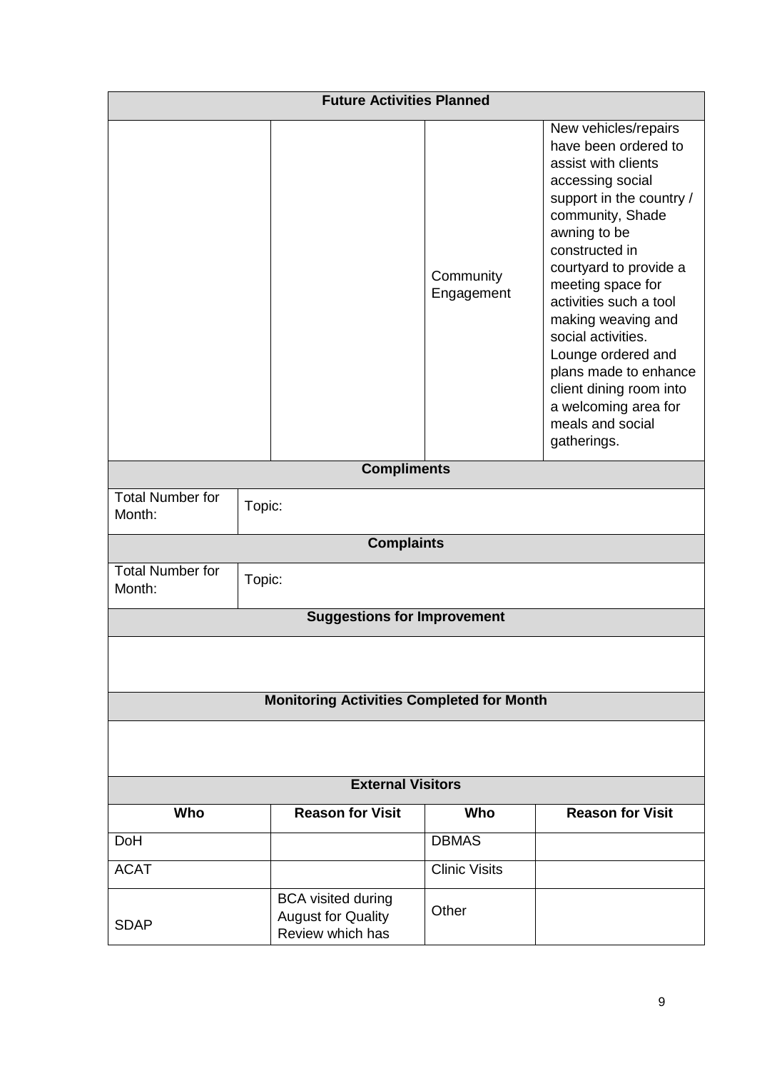| **Future Activities Planned** | | | |
|---|---|---|---|
| | | Community Engagement | New vehicles/repairs have been ordered to assist with clients accessing social support in the country / community, Shade awning to be constructed in courtyard to provide a meeting space for activities such a tool making weaving and social activities. Lounge ordered and plans made to enhance client dining room into a welcoming area for meals and social gatherings. |

| **Compliments** | |
|---|---|
| Total Number for Month: | Topic: |

| **Complaints** | |
|---|---|
| Total Number for Month: | Topic: |

| **Suggestions for Improvement** |
|---|
| |

| **Monitoring Activities Completed for Month** |
|---|
| |

| **External Visitors** | | | |
|---|---|---|---|
| **Who** | **Reason for Visit** | **Who** | **Reason for Visit** |
| DoH | | DBMAS | |
| ACAT | | Clinic Visits | |
| SDAP | BCA visited during August for Quality Review which has | Other | |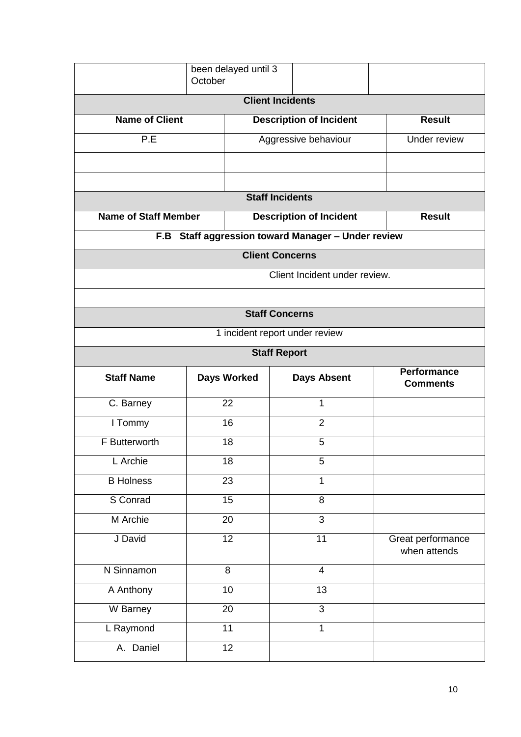| | been delayed until 3 October | | |
|---|---|---|---|

| **Client Incidents** | | |
|---|---|---|
| **Name of Client** | **Description of Incident** | **Result** |
| P.E | Aggressive behaviour | Under review |
| | | |
| | | |
| **Staff Incidents** | | |
| **Name of Staff Member** | **Description of Incident** | **Result** |
| **F.B Staff aggression toward Manager – Under review** | | |
| **Client Concerns** | | |
| Client Incident under review. | | |
| | | |
| **Staff Concerns** | | |
| 1 incident report under review | | |

| **Staff Report** | | | |
|---|---|---|---|
| **Staff Name** | **Days Worked** | **Days Absent** | **Performance Comments** |
| C. Barney | 22 | 1 | |
| I Tommy | 16 | 2 | |
| F Butterworth | 18 | 5 | |
| L Archie | 18 | 5 | |
| B Holness | 23 | 1 | |
| S Conrad | 15 | 8 | |
| M Archie | 20 | 3 | |
| J David | 12 | 11 | Great performance when attends |
| N Sinnamon | 8 | 4 | |
| A Anthony | 10 | 13 | |
| W Barney | 20 | 3 | |
| L Raymond | 11 | 1 | |
| A. Daniel | 12 | | |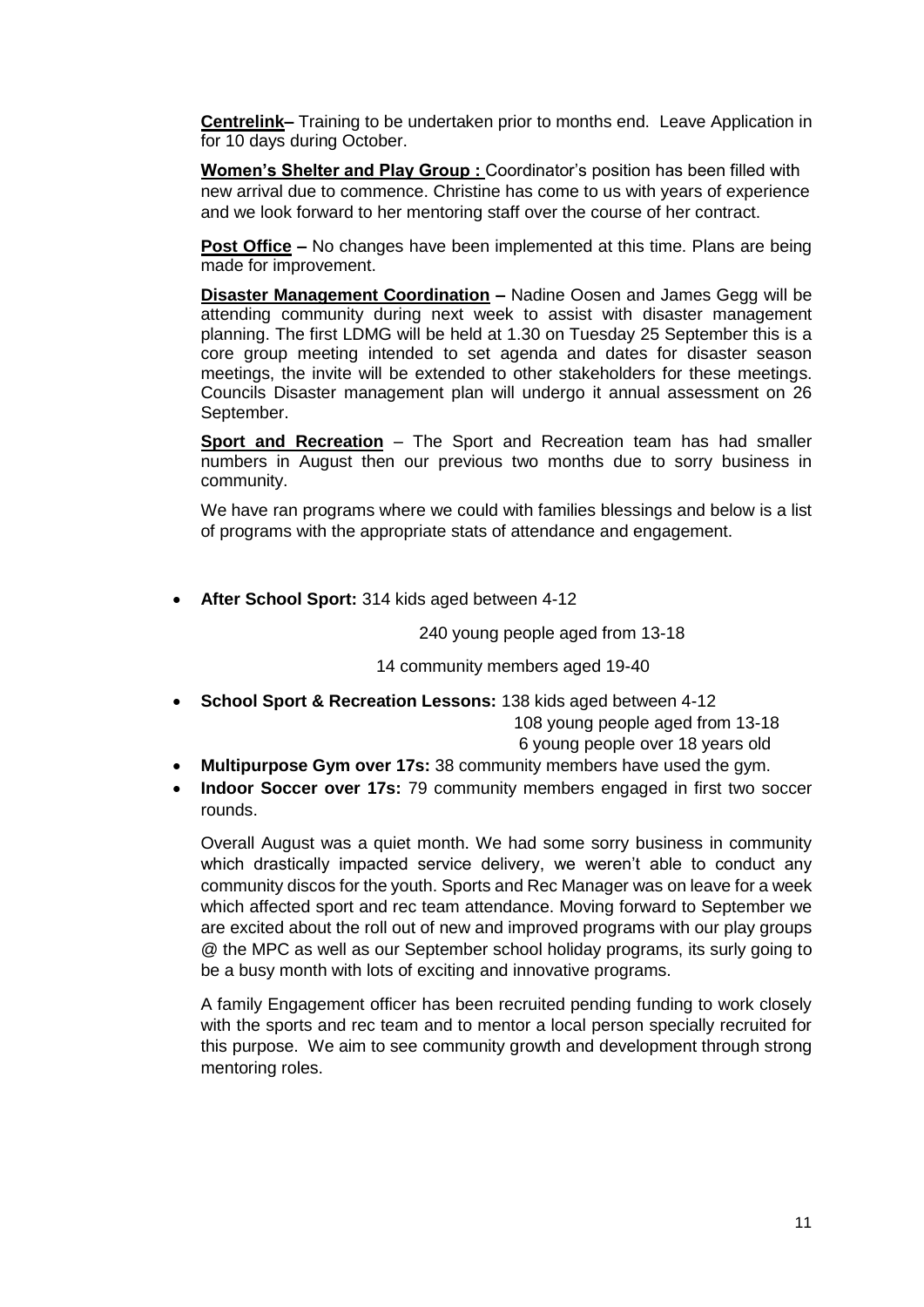**Centrelink–** Training to be undertaken prior to months end. Leave Application in for 10 days during October.

**Women's Shelter and Play Group :** Coordinator's position has been filled with new arrival due to commence. Christine has come to us with years of experience and we look forward to her mentoring staff over the course of her contract.

**Post Office –** No changes have been implemented at this time. Plans are being made for improvement.

**Disaster Management Coordination –** Nadine Oosen and James Gegg will be attending community during next week to assist with disaster management planning. The first LDMG will be held at 1.30 on Tuesday 25 September this is a core group meeting intended to set agenda and dates for disaster season meetings, the invite will be extended to other stakeholders for these meetings. Councils Disaster management plan will undergo it annual assessment on 26 September.

**Sport and Recreation** – The Sport and Recreation team has had smaller numbers in August then our previous two months due to sorry business in community.

We have ran programs where we could with families blessings and below is a list of programs with the appropriate stats of attendance and engagement.

- **After School Sport:** 314 kids aged between 4-12
  240 young people aged from 13-18
  14 community members aged 19-40
- **School Sport & Recreation Lessons:** 138 kids aged between 4-12
  108 young people aged from 13-18
  6 young people over 18 years old
- **Multipurpose Gym over 17s:** 38 community members have used the gym.
- **Indoor Soccer over 17s:** 79 community members engaged in first two soccer rounds.

Overall August was a quiet month. We had some sorry business in community which drastically impacted service delivery, we weren't able to conduct any community discos for the youth. Sports and Rec Manager was on leave for a week which affected sport and rec team attendance. Moving forward to September we are excited about the roll out of new and improved programs with our play groups @ the MPC as well as our September school holiday programs, its surly going to be a busy month with lots of exciting and innovative programs.

A family Engagement officer has been recruited pending funding to work closely with the sports and rec team and to mentor a local person specially recruited for this purpose. We aim to see community growth and development through strong mentoring roles.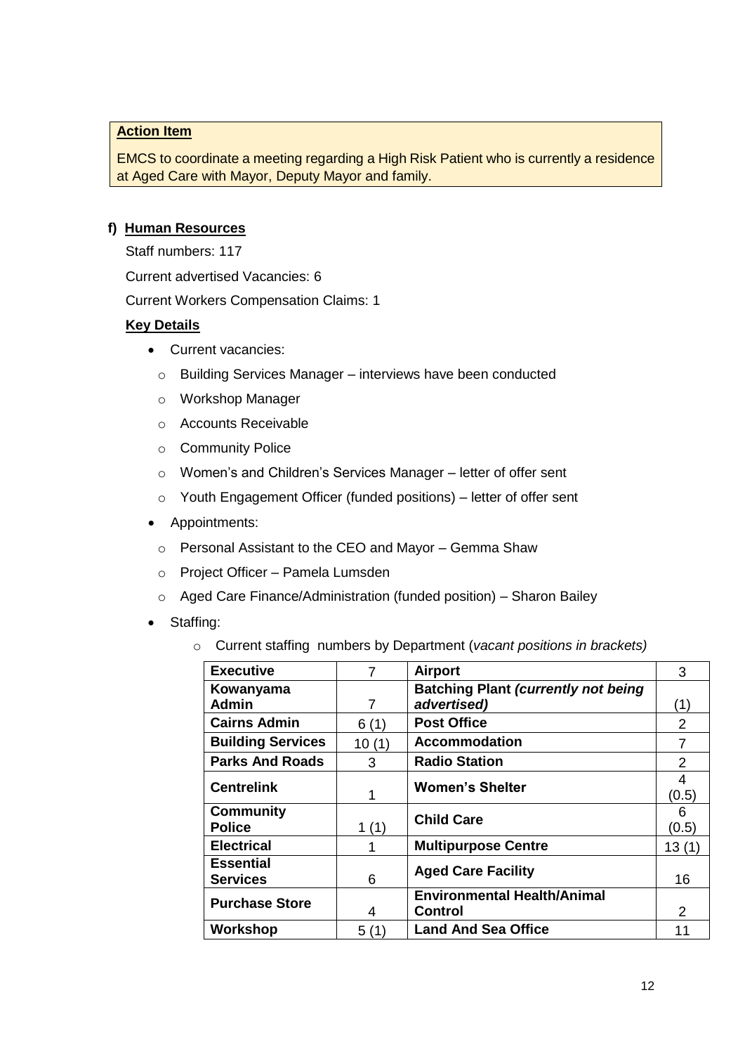**Action Item**

EMCS to coordinate a meeting regarding a High Risk Patient who is currently a residence at Aged Care with Mayor, Deputy Mayor and family.

**f) Human Resources**

Staff numbers: 117

Current advertised Vacancies: 6

Current Workers Compensation Claims: 1

**Key Details**

- Current vacancies:
  - Building Services Manager – interviews have been conducted
  - Workshop Manager
  - Accounts Receivable
  - Community Police
  - Women's and Children's Services Manager – letter of offer sent
  - Youth Engagement Officer (funded positions) – letter of offer sent
- Appointments:
  - Personal Assistant to the CEO and Mayor – Gemma Shaw
  - Project Officer – Pamela Lumsden
  - Aged Care Finance/Administration (funded position) – Sharon Bailey
- Staffing:
  - Current staffing numbers by Department (*vacant positions in brackets)*

| **Executive** | 7 | **Airport** | 3 |
|---|---|---|---|
| **Kowanyama Admin** | 7 | **Batching Plant *(currently not being advertised)*** | (1) |
| **Cairns Admin** | 6 (1) | **Post Office** | 2 |
| **Building Services** | 10 (1) | **Accommodation** | 7 |
| **Parks And Roads** | 3 | **Radio Station** | 2 |
| **Centrelink** | 1 | **Women's Shelter** | 4 (0.5) |
| **Community Police** | 1 (1) | **Child Care** | 6 (0.5) |
| **Electrical** | 1 | **Multipurpose Centre** | 13 (1) |
| **Essential Services** | 6 | **Aged Care Facility** | 16 |
| **Purchase Store** | 4 | **Environmental Health/Animal Control** | 2 |
| **Workshop** | 5 (1) | **Land And Sea Office** | 11 |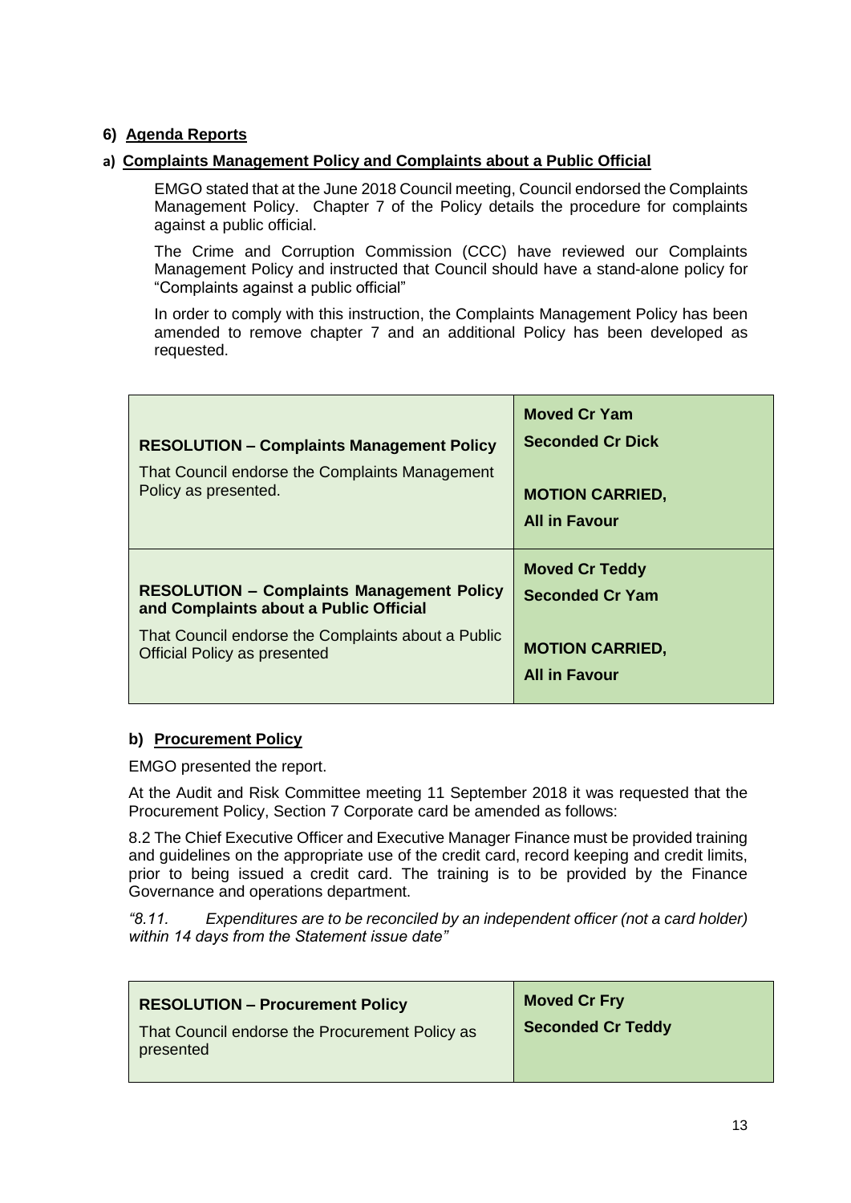## 6) Agenda Reports

### a) Complaints Management Policy and Complaints about a Public Official

EMGO stated that at the June 2018 Council meeting, Council endorsed the Complaints Management Policy. Chapter 7 of the Policy details the procedure for complaints against a public official.

The Crime and Corruption Commission (CCC) have reviewed our Complaints Management Policy and instructed that Council should have a stand-alone policy for "Complaints against a public official"

In order to comply with this instruction, the Complaints Management Policy has been amended to remove chapter 7 and an additional Policy has been developed as requested.

| Resolution | Outcome |
| --- | --- |
| **RESOLUTION – Complaints Management Policy**<br>That Council endorse the Complaints Management Policy as presented. | **Moved Cr Yam**<br>**Seconded Cr Dick**<br>**MOTION CARRIED,**<br>**All in Favour** |
| **RESOLUTION – Complaints Management Policy and Complaints about a Public Official**<br>That Council endorse the Complaints about a Public Official Policy as presented | **Moved Cr Teddy**<br>**Seconded Cr Yam**<br>**MOTION CARRIED,**<br>**All in Favour** |

### b) Procurement Policy

EMGO presented the report.

At the Audit and Risk Committee meeting 11 September 2018 it was requested that the Procurement Policy, Section 7 Corporate card be amended as follows:

8.2 The Chief Executive Officer and Executive Manager Finance must be provided training and guidelines on the appropriate use of the credit card, record keeping and credit limits, prior to being issued a credit card. The training is to be provided by the Finance Governance and operations department.

*"8.11. Expenditures are to be reconciled by an independent officer (not a card holder) within 14 days from the Statement issue date"*

| Resolution | Outcome |
| --- | --- |
| **RESOLUTION – Procurement Policy**<br>That Council endorse the Procurement Policy as presented | **Moved Cr Fry**<br>**Seconded Cr Teddy** |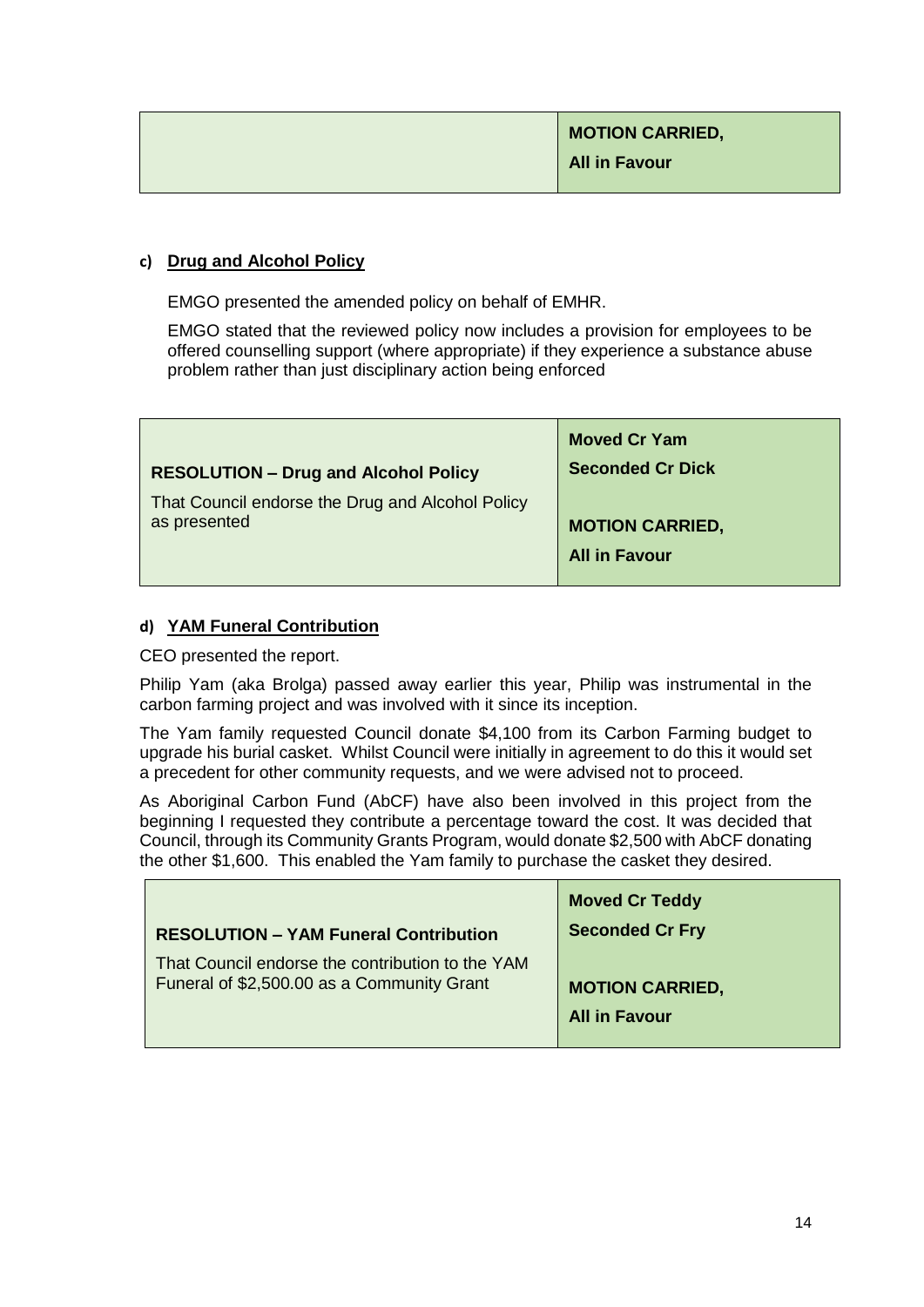| | **MOTION CARRIED,**<br>**All in Favour** |
|---|---|

#### c) Drug and Alcohol Policy

EMGO presented the amended policy on behalf of EMHR.

EMGO stated that the reviewed policy now includes a provision for employees to be offered counselling support (where appropriate) if they experience a substance abuse problem rather than just disciplinary action being enforced

| **RESOLUTION – Drug and Alcohol Policy**<br>That Council endorse the Drug and Alcohol Policy as presented | **Moved Cr Yam**<br>**Seconded Cr Dick**<br><br>**MOTION CARRIED,**<br>**All in Favour** |
|---|---|

#### d) YAM Funeral Contribution

CEO presented the report.

Philip Yam (aka Brolga) passed away earlier this year, Philip was instrumental in the carbon farming project and was involved with it since its inception.

The Yam family requested Council donate $4,100 from its Carbon Farming budget to upgrade his burial casket. Whilst Council were initially in agreement to do this it would set a precedent for other community requests, and we were advised not to proceed.

As Aboriginal Carbon Fund (AbCF) have also been involved in this project from the beginning I requested they contribute a percentage toward the cost. It was decided that Council, through its Community Grants Program, would donate $2,500 with AbCF donating the other $1,600. This enabled the Yam family to purchase the casket they desired.

| **RESOLUTION – YAM Funeral Contribution**<br>That Council endorse the contribution to the YAM Funeral of $2,500.00 as a Community Grant | **Moved Cr Teddy**<br>**Seconded Cr Fry**<br><br>**MOTION CARRIED,**<br>**All in Favour** |
|---|---|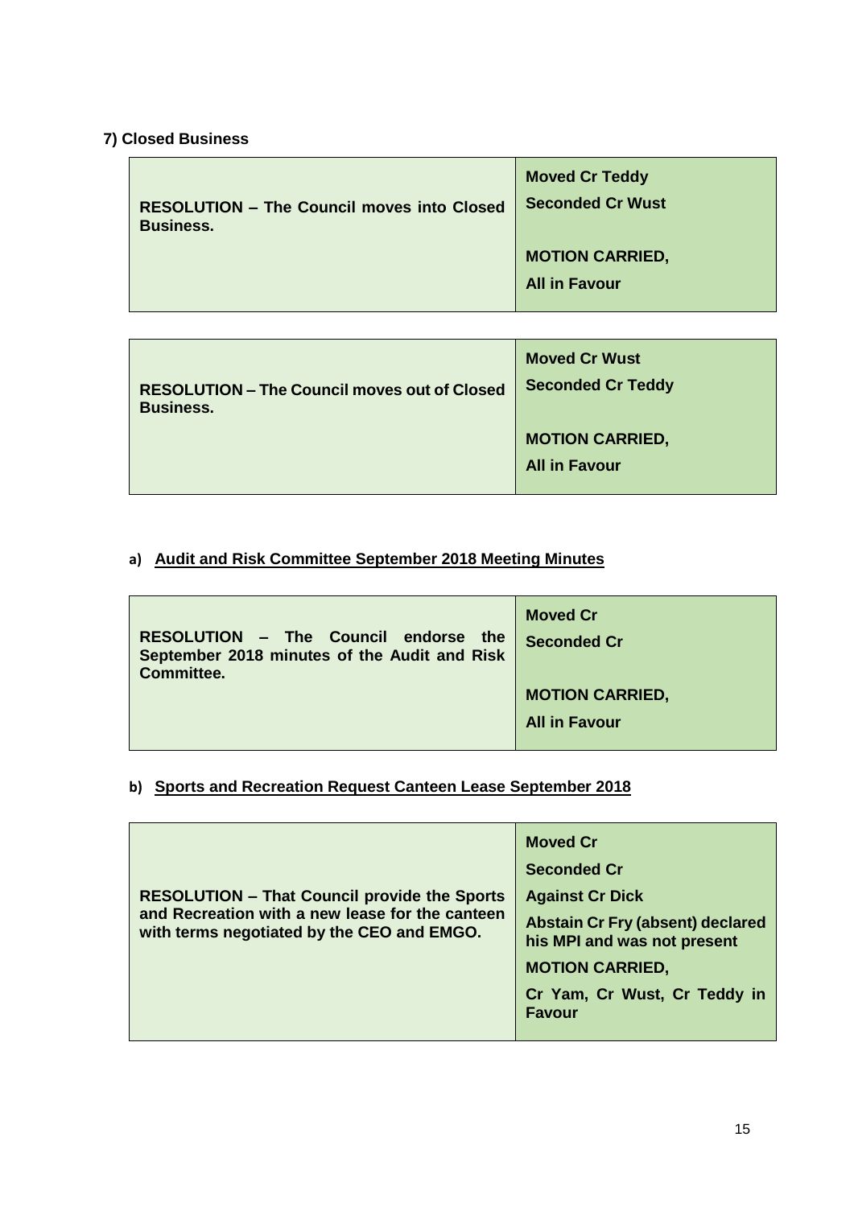## 7) Closed Business

| **RESOLUTION – The Council moves into Closed Business.** | **Moved Cr Teddy**<br>**Seconded Cr Wust**<br><br>**MOTION CARRIED,**<br>**All in Favour** |
|---|---|

| **RESOLUTION – The Council moves out of Closed Business.** | **Moved Cr Wust**<br>**Seconded Cr Teddy**<br><br>**MOTION CARRIED,**<br>**All in Favour** |
|---|---|

### a) Audit and Risk Committee September 2018 Meeting Minutes

| **RESOLUTION – The Council endorse the September 2018 minutes of the Audit and Risk Committee.** | **Moved Cr**<br>**Seconded Cr**<br><br>**MOTION CARRIED,**<br>**All in Favour** |
|---|---|

### b) Sports and Recreation Request Canteen Lease September 2018

| **RESOLUTION – That Council provide the Sports and Recreation with a new lease for the canteen with terms negotiated by the CEO and EMGO.** | **Moved Cr**<br>**Seconded Cr**<br>**Against Cr Dick**<br>**Abstain Cr Fry (absent) declared his MPI and was not present**<br>**MOTION CARRIED,**<br>**Cr Yam, Cr Wust, Cr Teddy in Favour** |
|---|---|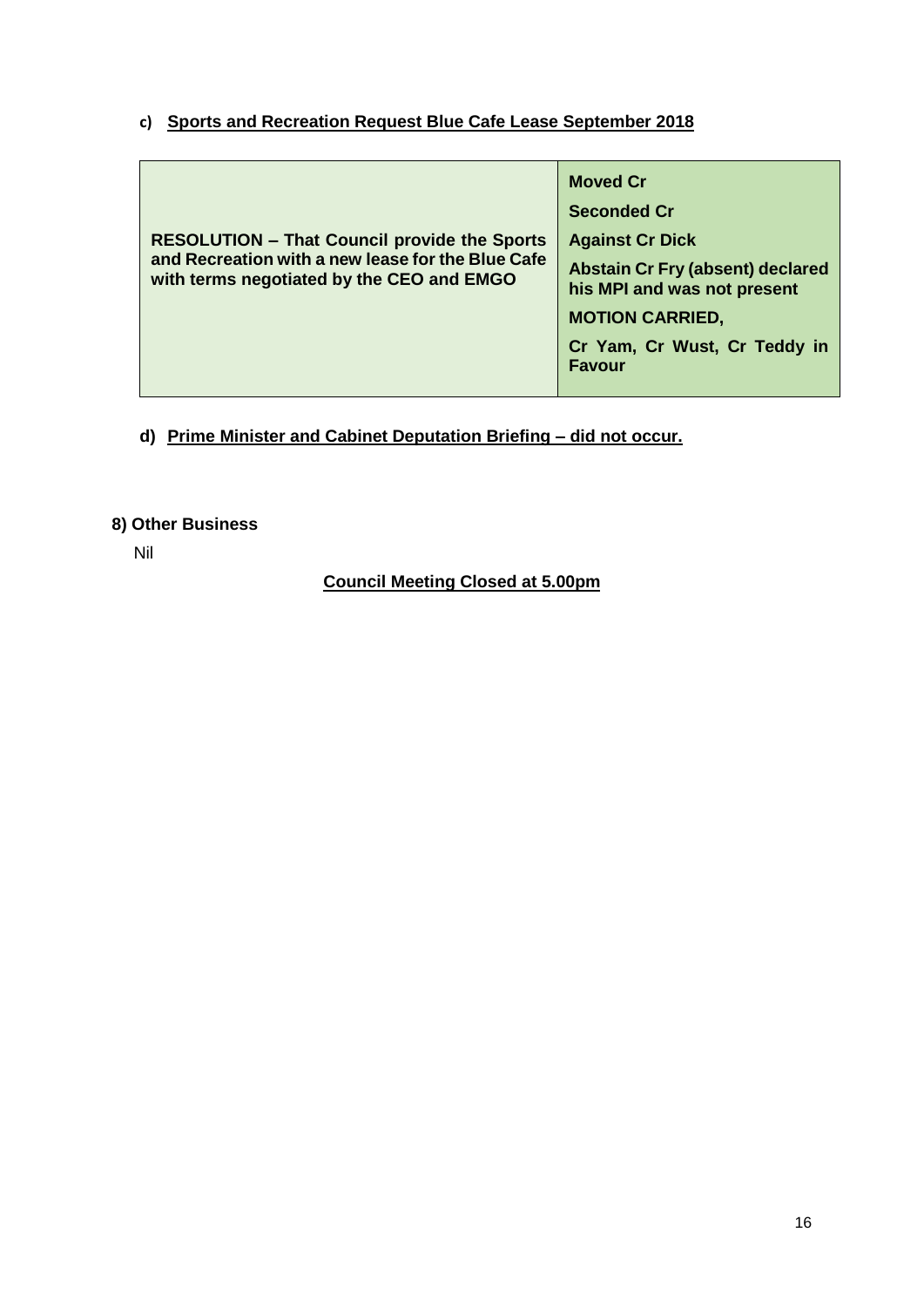c) **Sports and Recreation Request Blue Cafe Lease September 2018**

| | |
|---|---|
| **RESOLUTION – That Council provide the Sports and Recreation with a new lease for the Blue Cafe with terms negotiated by the CEO and EMGO** | **Moved Cr**<br>**Seconded Cr**<br>**Against Cr Dick**<br>**Abstain Cr Fry (absent) declared his MPI and was not present**<br>**MOTION CARRIED,**<br>**Cr Yam, Cr Wust, Cr Teddy in Favour** |

d) **Prime Minister and Cabinet Deputation Briefing – did not occur.**

**8) Other Business**

Nil

**Council Meeting Closed at 5.00pm**